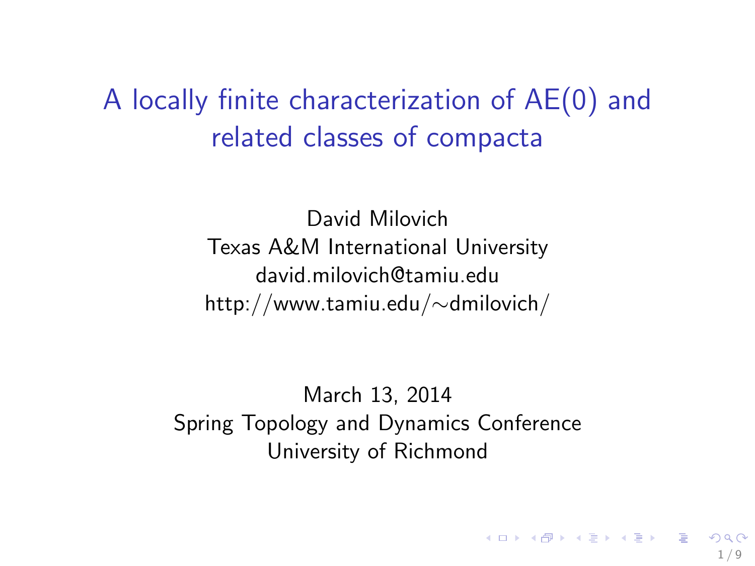# A locally finite characterization of AE(0) and related classes of compacta

David Milovich
Texas A&M International University
david.milovich@tamiu.edu
http://www.tamiu.edu/∼dmilovich/

March 13, 2014
Spring Topology and Dynamics Conference
University of Richmond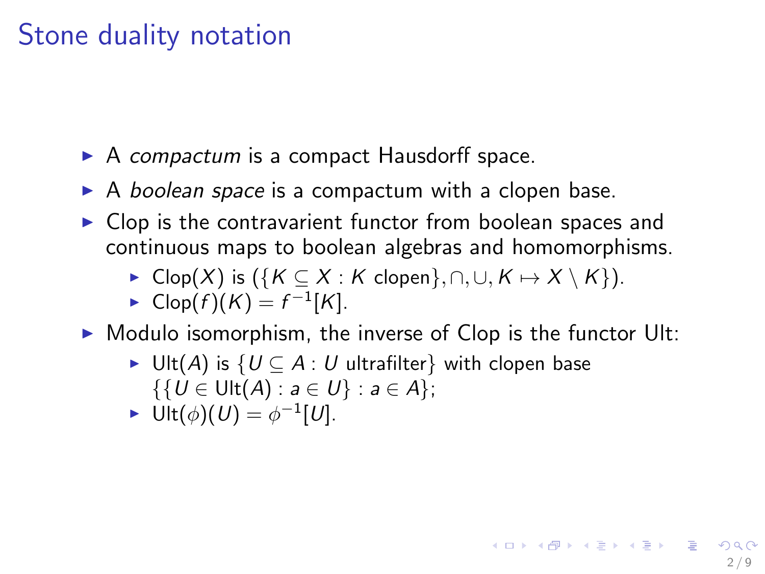# Stone duality notation

- A *compactum* is a compact Hausdorff space.
- A *boolean space* is a compactum with a clopen base.
- Clop is the contravarient functor from boolean spaces and continuous maps to boolean algebras and homomorphisms.
  - $\mathrm{Clop}(X)$ is $(\{K \subseteq X : K \text{ clopen}\}, \cap, \cup, K \mapsto X \setminus K\})$.
  - $\mathrm{Clop}(f)(K) = f^{-1}[K]$.
- Modulo isomorphism, the inverse of Clop is the functor Ult:
  - $\mathrm{Ult}(A)$ is $\{U \subseteq A : U \text{ ultrafilter}\}$ with clopen base $\{\{U \in \mathrm{Ult}(A) : a \in U\} : a \in A\}$;
  - $\mathrm{Ult}(\phi)(U) = \phi^{-1}[U]$.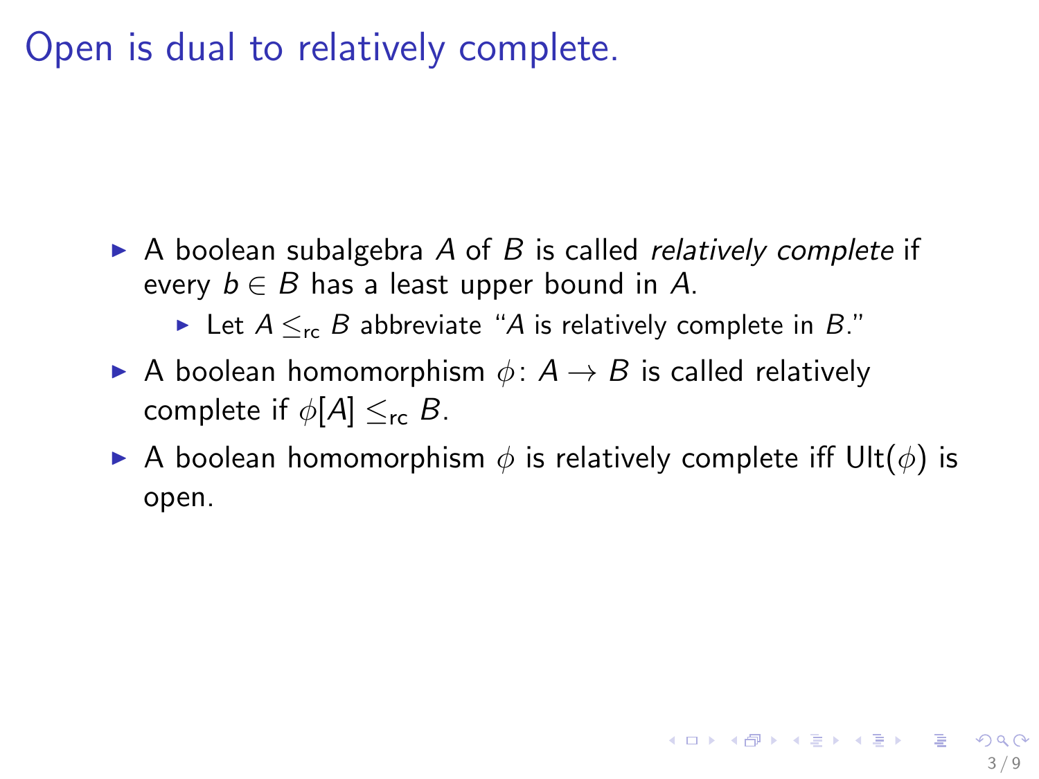# Open is dual to relatively complete.

- A boolean subalgebra $A$ of $B$ is called *relatively complete* if every $b \in B$ has a least upper bound in $A$.
  - Let $A \leq_{\text{rc}} B$ abbreviate "$A$ is relatively complete in $B$."
- A boolean homomorphism $\phi\colon A \to B$ is called relatively complete if $\phi[A] \leq_{\text{rc}} B$.
- A boolean homomorphism $\phi$ is relatively complete iff $\text{Ult}(\phi)$ is open.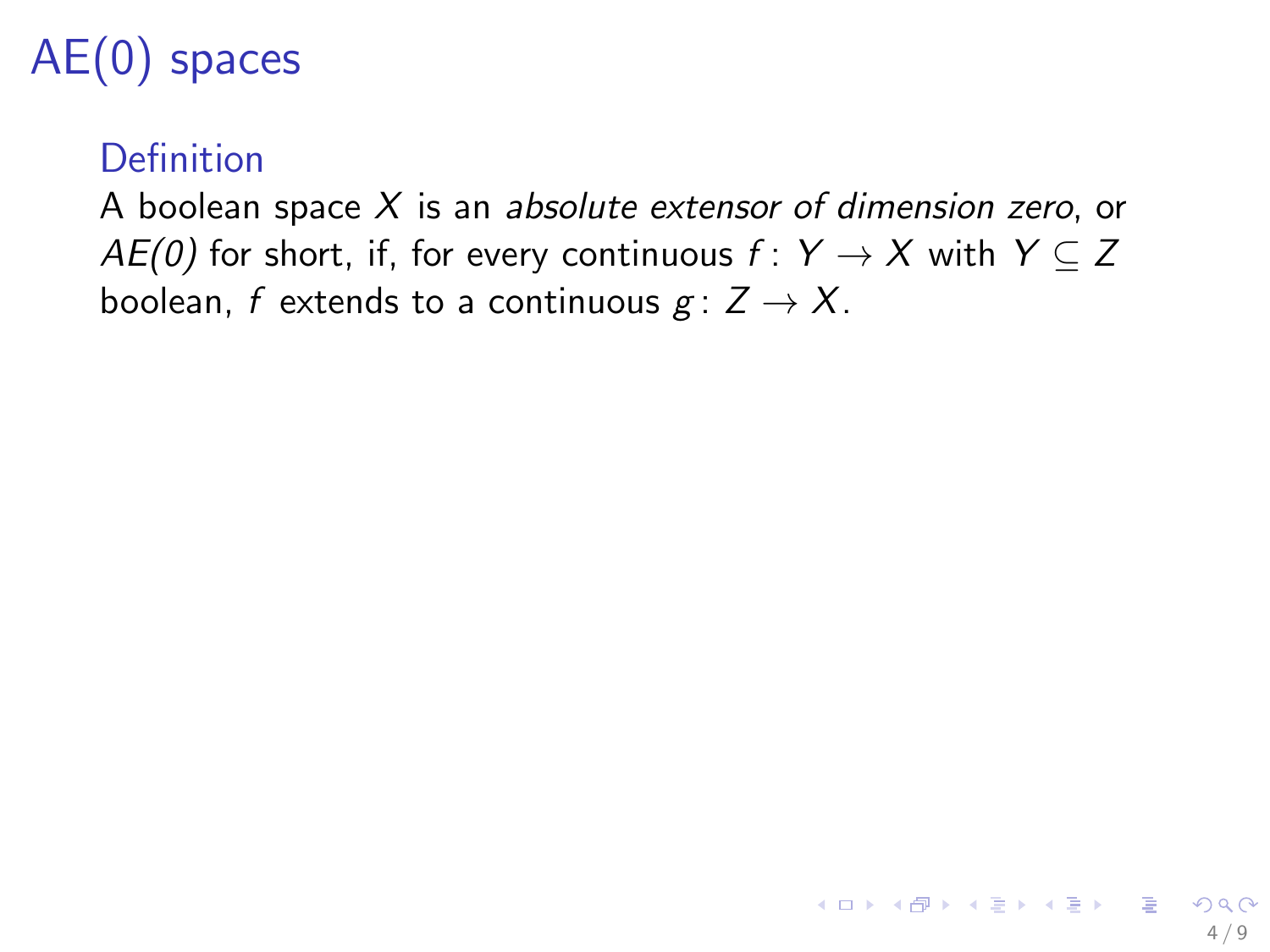# AE(0) spaces

### Definition

A boolean space $X$ is an *absolute extensor of dimension zero*, or *AE(0)* for short, if, for every continuous $f\colon Y \to X$ with $Y \subseteq Z$ boolean, $f$ extends to a continuous $g\colon Z \to X$.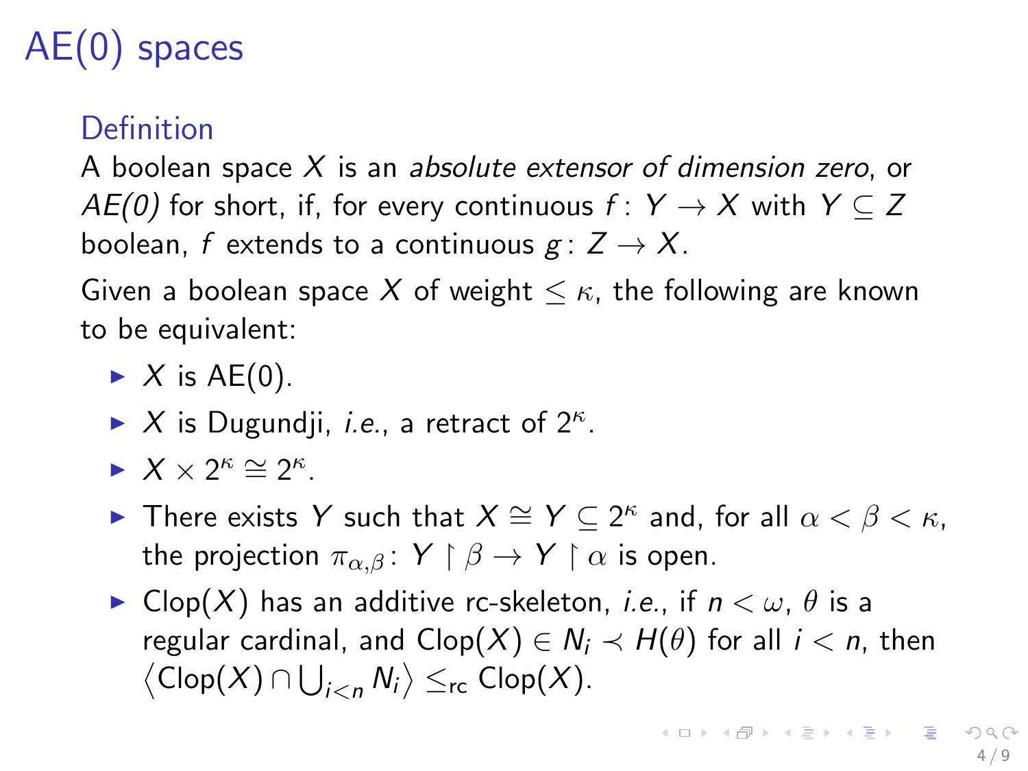# AE(0) spaces

### Definition

A boolean space $X$ is an *absolute extensor of dimension zero*, or *AE(0)* for short, if, for every continuous $f\colon Y \to X$ with $Y \subseteq Z$ boolean, $f$ extends to a continuous $g\colon Z \to X$.

Given a boolean space $X$ of weight $\leq \kappa$, the following are known to be equivalent:

- $X$ is AE(0).
- $X$ is Dugundji, *i.e.*, a retract of $2^\kappa$.
- $X \times 2^\kappa \cong 2^\kappa$.
- There exists $Y$ such that $X \cong Y \subseteq 2^\kappa$ and, for all $\alpha < \beta < \kappa$, the projection $\pi_{\alpha,\beta}\colon Y \restriction \beta \to Y \restriction \alpha$ is open.
- $\mathrm{Clop}(X)$ has an additive rc-skeleton, *i.e.*, if $n < \omega$, $\theta$ is a regular cardinal, and $\mathrm{Clop}(X) \in N_i \prec H(\theta)$ for all $i < n$, then $\left\langle \mathrm{Clop}(X) \cap \bigcup_{i<n} N_i \right\rangle \leq_{\mathrm{rc}} \mathrm{Clop}(X)$.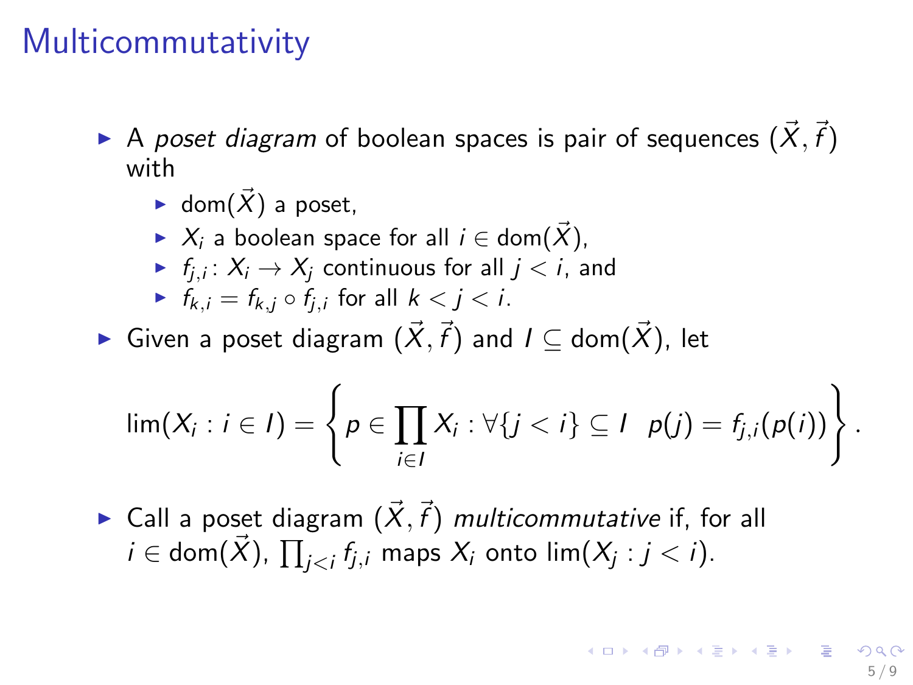# Multicommutativity

- A *poset diagram* of boolean spaces is pair of sequences $(\vec{X}, \vec{f})$ with
  - $\mathrm{dom}(\vec{X})$ a poset,
  - $X_i$ a boolean space for all $i \in \mathrm{dom}(\vec{X})$,
  - $f_{j,i} \colon X_i \to X_j$ continuous for all $j < i$, and
  - $f_{k,i} = f_{k,j} \circ f_{j,i}$ for all $k < j < i$.
- Given a poset diagram $(\vec{X}, \vec{f})$ and $I \subseteq \mathrm{dom}(\vec{X})$, let

$$\lim(X_i : i \in I) = \left\{ p \in \prod_{i \in I} X_i : \forall \{j < i\} \subseteq I \ \ p(j) = f_{j,i}(p(i)) \right\}.$$

- Call a poset diagram $(\vec{X}, \vec{f})$ *multicommutative* if, for all $i \in \mathrm{dom}(\vec{X})$, $\prod_{j<i} f_{j,i}$ maps $X_i$ onto $\lim(X_j : j < i)$.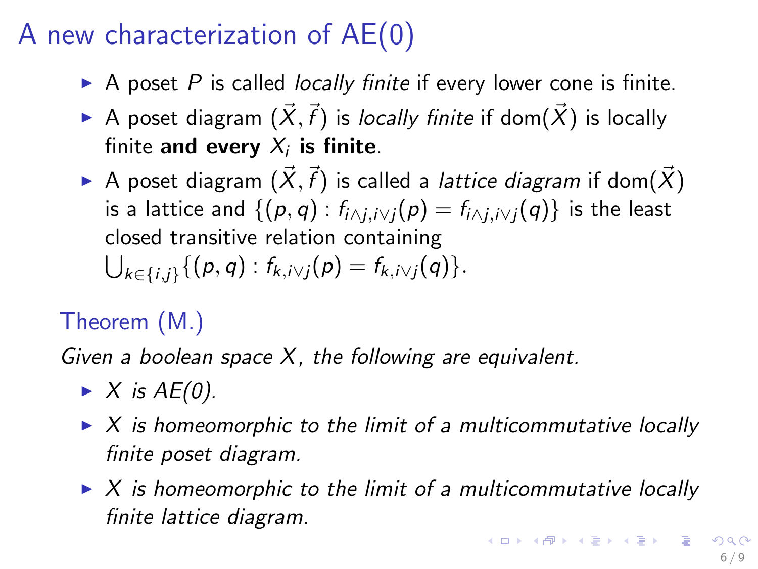# A new characterization of AE(0)

- A poset $P$ is called *locally finite* if every lower cone is finite.
- A poset diagram $(\vec{X}, \vec{f})$ is *locally finite* if $\mathrm{dom}(\vec{X})$ is locally finite **and every $X_i$ is finite**.
- A poset diagram $(\vec{X}, \vec{f})$ is called a *lattice diagram* if $\mathrm{dom}(\vec{X})$ is a lattice and $\{(p,q) : f_{i \wedge j, i \vee j}(p) = f_{i \wedge j, i \vee j}(q)\}$ is the least closed transitive relation containing $\bigcup_{k \in \{i,j\}} \{(p,q) : f_{k, i \vee j}(p) = f_{k, i \vee j}(q)\}$.

## Theorem (M.)

*Given a boolean space $X$, the following are equivalent.*

- *$X$ is AE(0).*
- *$X$ is homeomorphic to the limit of a multicommutative locally finite poset diagram.*
- *$X$ is homeomorphic to the limit of a multicommutative locally finite lattice diagram.*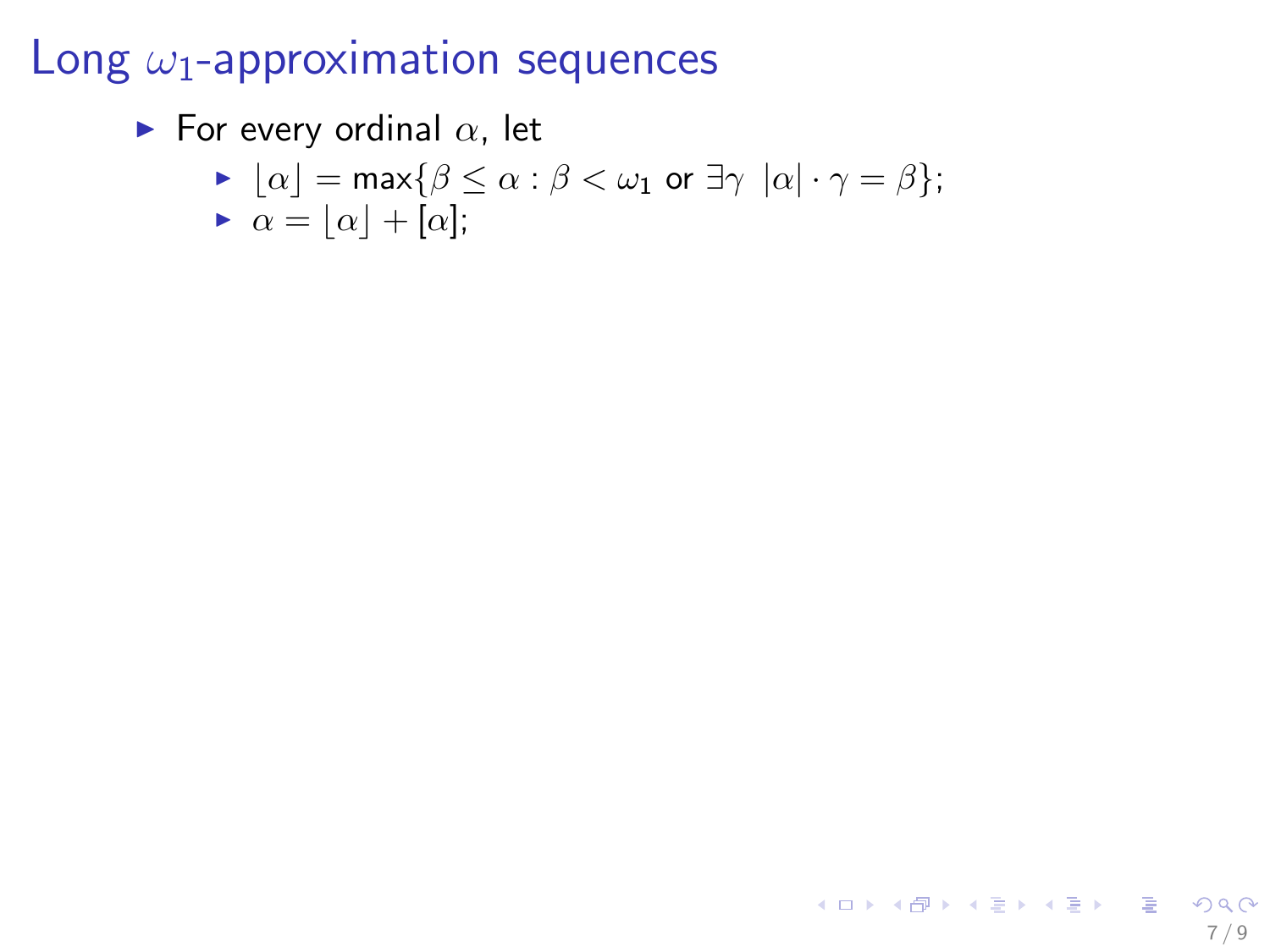# Long $\omega_1$-approximation sequences

- For every ordinal $\alpha$, let
  - $\lfloor \alpha \rfloor = \max\{\beta \leq \alpha : \beta < \omega_1$ or $\exists \gamma \ \ |\alpha| \cdot \gamma = \beta\}$;
  - $\alpha = \lfloor \alpha \rfloor + [\alpha]$;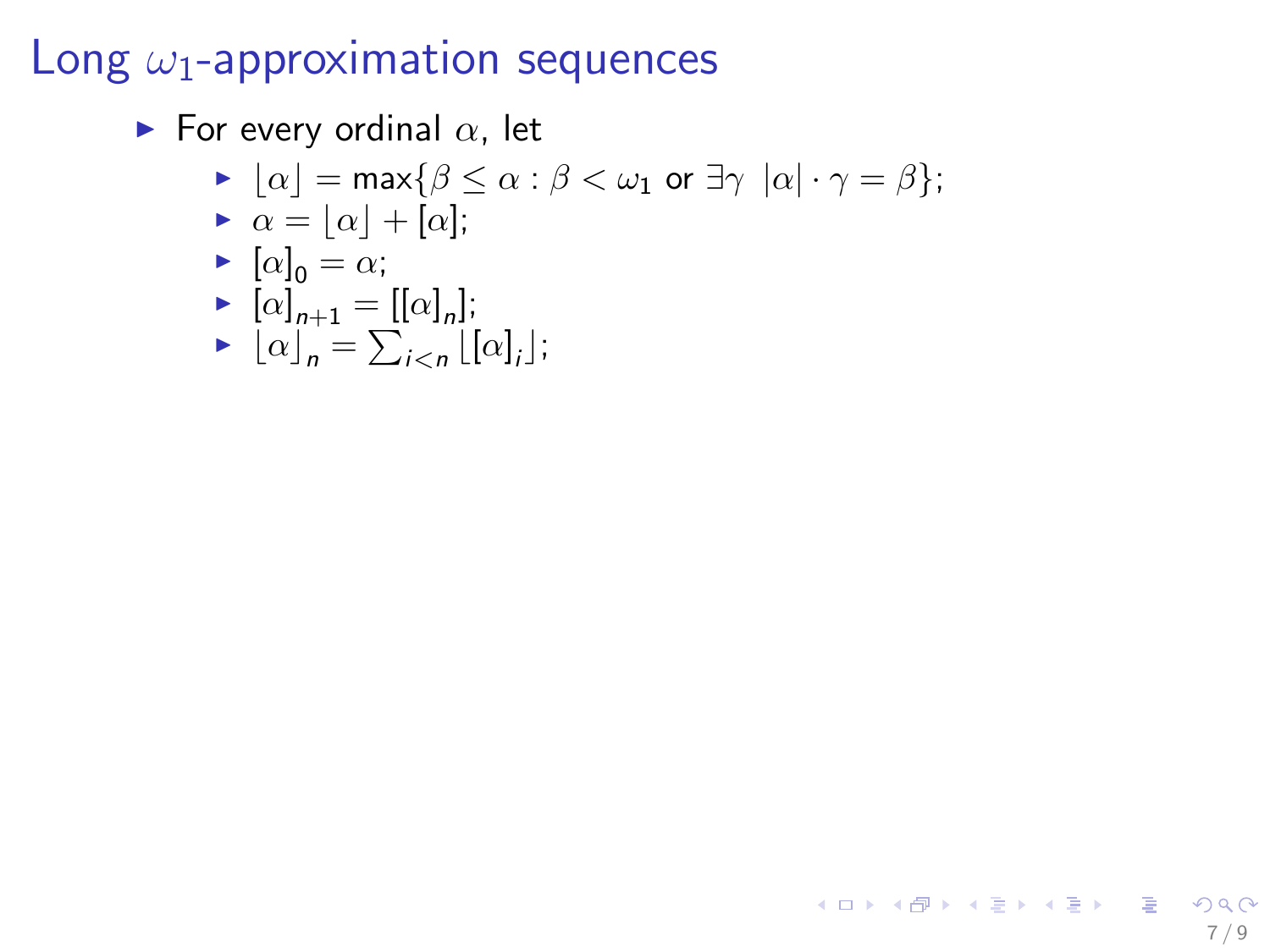# Long $\omega_1$-approximation sequences

- For every ordinal $\alpha$, let
  - $\lfloor\alpha\rfloor = \max\{\beta \leq \alpha : \beta < \omega_1 \text{ or } \exists\gamma \ \ |\alpha| \cdot \gamma = \beta\}$;
  - $\alpha = \lfloor\alpha\rfloor + [\alpha]$;
  - $[\alpha]_0 = \alpha$;
  - $[\alpha]_{n+1} = [[\alpha]_n]$;
  - $\lfloor\alpha\rfloor_n = \sum_{i<n} \lfloor[\alpha]_i\rfloor$;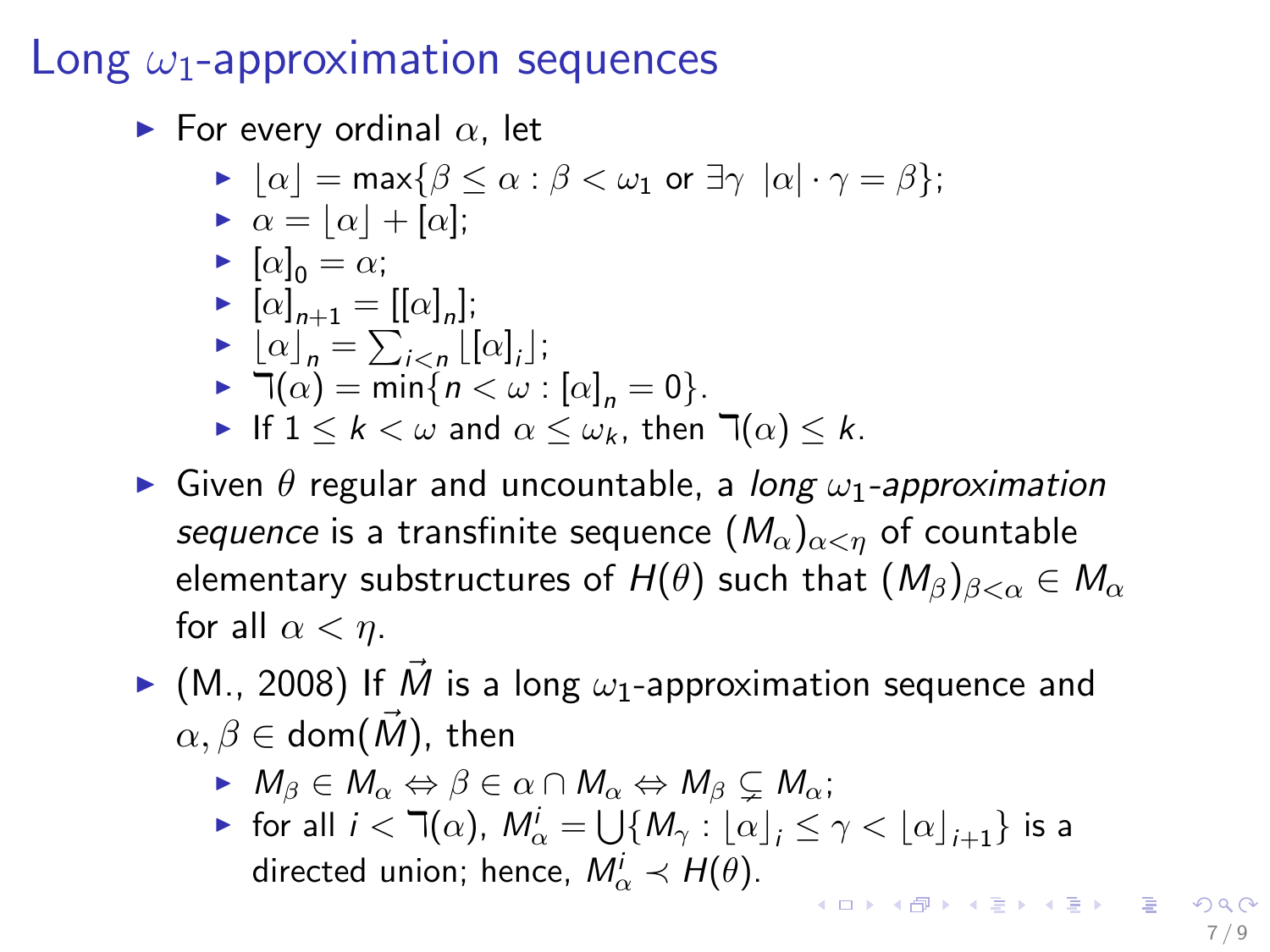# Long $\omega_1$-approximation sequences

- For every ordinal $\alpha$, let
  - $\lfloor\alpha\rfloor = \max\{\beta \leq \alpha : \beta < \omega_1 \text{ or } \exists\gamma\ \ |\alpha| \cdot \gamma = \beta\}$;
  - $\alpha = \lfloor\alpha\rfloor + [\alpha]$;
  - $[\alpha]_0 = \alpha$;
  - $[\alpha]_{n+1} = [[\alpha]_n]$;
  - $\lfloor\alpha\rfloor_n = \sum_{i<n} \lfloor[\alpha]_i\rfloor$;
  - $\daleth(\alpha) = \min\{n < \omega : [\alpha]_n = 0\}$.
  - If $1 \leq k < \omega$ and $\alpha \leq \omega_k$, then $\daleth(\alpha) \leq k$.
- Given $\theta$ regular and uncountable, a *long $\omega_1$-approximation sequence* is a transfinite sequence $(M_\alpha)_{\alpha<\eta}$ of countable elementary substructures of $H(\theta)$ such that $(M_\beta)_{\beta<\alpha} \in M_\alpha$ for all $\alpha < \eta$.
- (M., 2008) If $\vec{M}$ is a long $\omega_1$-approximation sequence and $\alpha, \beta \in \operatorname{dom}(\vec{M})$, then
  - $M_\beta \in M_\alpha \Leftrightarrow \beta \in \alpha \cap M_\alpha \Leftrightarrow M_\beta \subsetneq M_\alpha$;
  - for all $i < \daleth(\alpha)$, $M_\alpha^i = \bigcup\{M_\gamma : \lfloor\alpha\rfloor_i \leq \gamma < \lfloor\alpha\rfloor_{i+1}\}$ is a directed union; hence, $M_\alpha^i \prec H(\theta)$.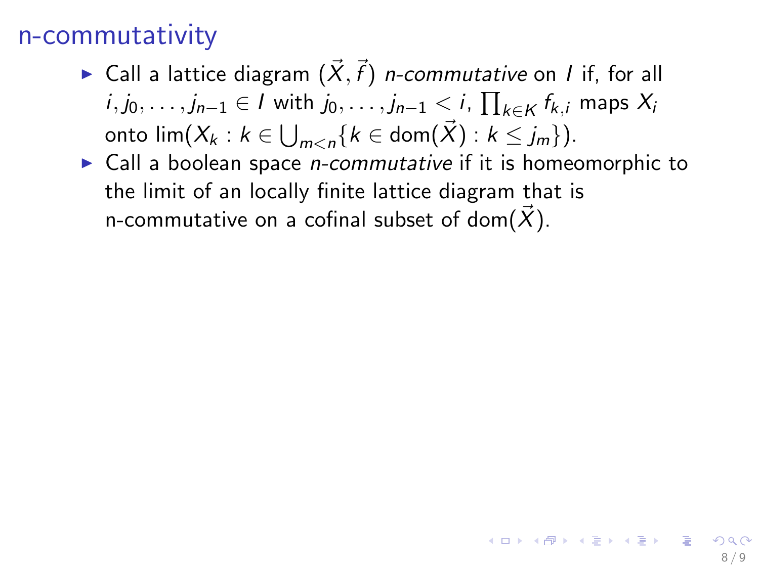## n-commutativity

- Call a lattice diagram $(\vec{X}, \vec{f})$ *n-commutative* on $I$ if, for all $i, j_0, \ldots, j_{n-1} \in I$ with $j_0, \ldots, j_{n-1} < i$, $\prod_{k \in K} f_{k,i}$ maps $X_i$ onto $\lim(X_k : k \in \bigcup_{m<n} \{k \in \mathrm{dom}(\vec{X}) : k \leq j_m\})$.
- Call a boolean space *n-commutative* if it is homeomorphic to the limit of an locally finite lattice diagram that is n-commutative on a cofinal subset of $\mathrm{dom}(\vec{X})$.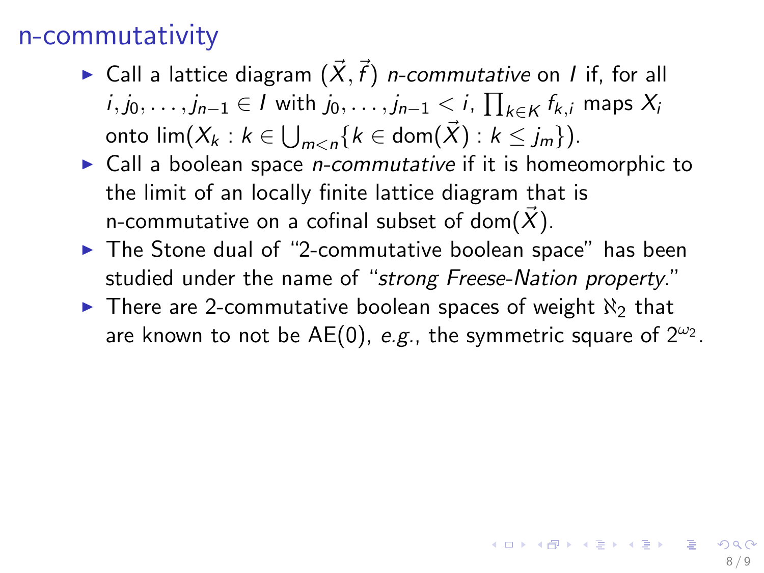## n-commutativity

- Call a lattice diagram $(\vec{X}, \vec{f})$ *n-commutative* on $I$ if, for all $i, j_0, \ldots, j_{n-1} \in I$ with $j_0, \ldots, j_{n-1} < i$, $\prod_{k \in K} f_{k,i}$ maps $X_i$ onto $\lim(X_k : k \in \bigcup_{m<n}\{k \in \mathrm{dom}(\vec{X}) : k \leq j_m\})$.
- Call a boolean space *n-commutative* if it is homeomorphic to the limit of an locally finite lattice diagram that is n-commutative on a cofinal subset of $\mathrm{dom}(\vec{X})$.
- The Stone dual of "2-commutative boolean space" has been studied under the name of "*strong Freese-Nation property*."
- There are 2-commutative boolean spaces of weight $\aleph_2$ that are known to not be AE(0), *e.g.*, the symmetric square of $2^{\omega_2}$.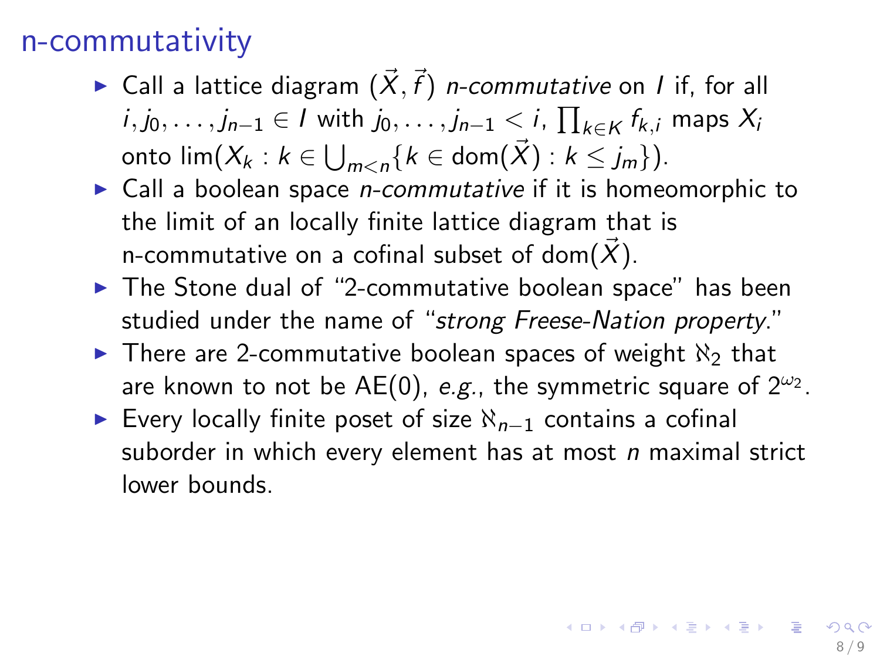## n-commutativity

- Call a lattice diagram $(\vec{X}, \vec{f})$ *n-commutative* on $I$ if, for all $i, j_0, \ldots, j_{n-1} \in I$ with $j_0, \ldots, j_{n-1} < i$, $\prod_{k \in K} f_{k,i}$ maps $X_i$ onto $\lim(X_k : k \in \bigcup_{m<n}\{k \in \mathrm{dom}(\vec{X}) : k \leq j_m\})$.
- Call a boolean space *n-commutative* if it is homeomorphic to the limit of an locally finite lattice diagram that is n-commutative on a cofinal subset of $\mathrm{dom}(\vec{X})$.
- The Stone dual of "2-commutative boolean space" has been studied under the name of "*strong Freese-Nation property*."
- There are 2-commutative boolean spaces of weight $\aleph_2$ that are known to not be AE(0), *e.g.*, the symmetric square of $2^{\omega_2}$.
- Every locally finite poset of size $\aleph_{n-1}$ contains a cofinal suborder in which every element has at most $n$ maximal strict lower bounds.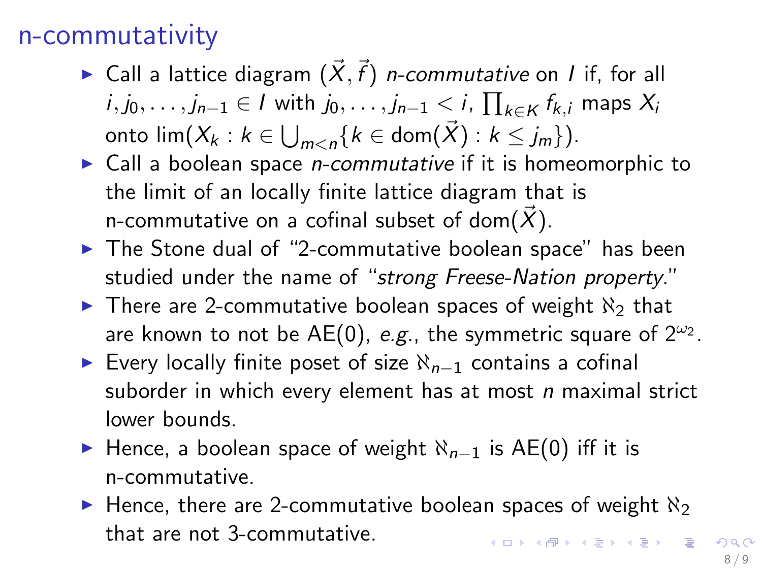## n-commutativity

- Call a lattice diagram $(\vec{X}, \vec{f})$ *n-commutative* on $I$ if, for all $i, j_0, \ldots, j_{n-1} \in I$ with $j_0, \ldots, j_{n-1} < i$, $\prod_{k \in K} f_{k,i}$ maps $X_i$ onto $\lim(X_k : k \in \bigcup_{m<n} \{k \in \mathrm{dom}(\vec{X}) : k \leq j_m\})$.
- Call a boolean space *n-commutative* if it is homeomorphic to the limit of an locally finite lattice diagram that is n-commutative on a cofinal subset of $\mathrm{dom}(\vec{X})$.
- The Stone dual of "2-commutative boolean space" has been studied under the name of "*strong Freese-Nation property*."
- There are 2-commutative boolean spaces of weight $\aleph_2$ that are known to not be AE(0), *e.g.*, the symmetric square of $2^{\omega_2}$.
- Every locally finite poset of size $\aleph_{n-1}$ contains a cofinal suborder in which every element has at most $n$ maximal strict lower bounds.
- Hence, a boolean space of weight $\aleph_{n-1}$ is AE(0) iff it is n-commutative.
- Hence, there are 2-commutative boolean spaces of weight $\aleph_2$ that are not 3-commutative.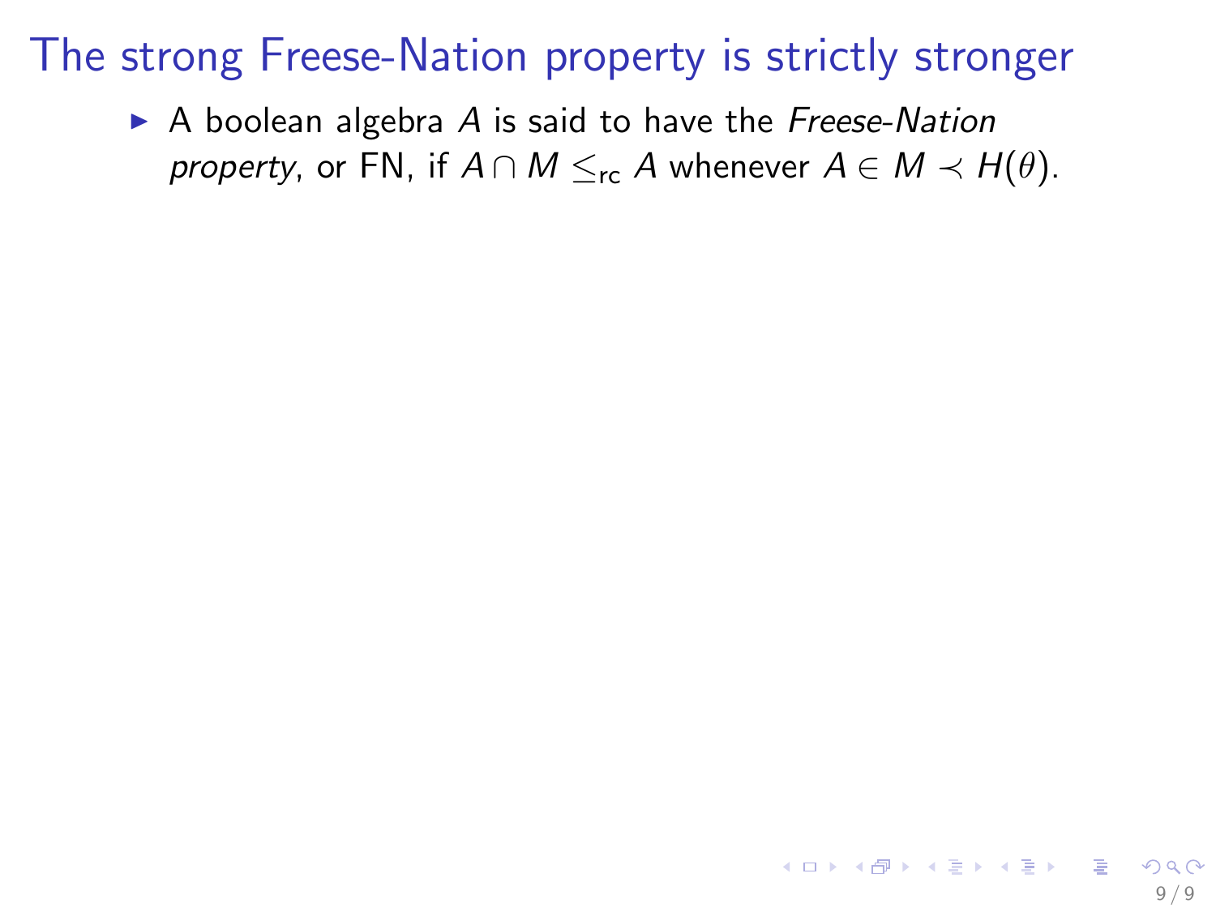# The strong Freese-Nation property is strictly stronger

- A boolean algebra $A$ is said to have the *Freese-Nation property*, or FN, if $A \cap M \leq_{\mathrm{rc}} A$ whenever $A \in M \prec H(\theta)$.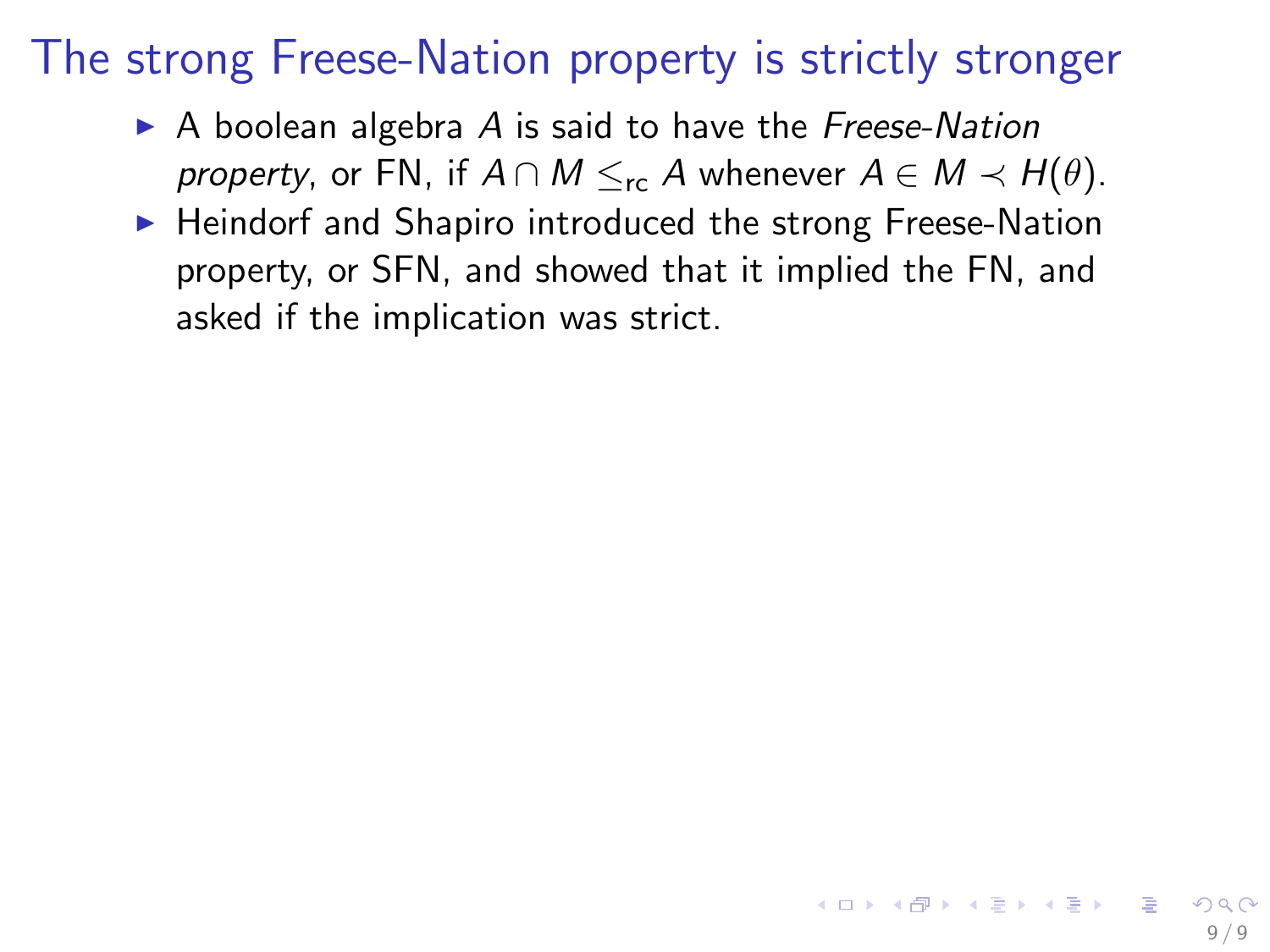# The strong Freese-Nation property is strictly stronger

- A boolean algebra $A$ is said to have the *Freese-Nation property*, or FN, if $A \cap M \leq_{\text{rc}} A$ whenever $A \in M \prec H(\theta)$.
- Heindorf and Shapiro introduced the strong Freese-Nation property, or SFN, and showed that it implied the FN, and asked if the implication was strict.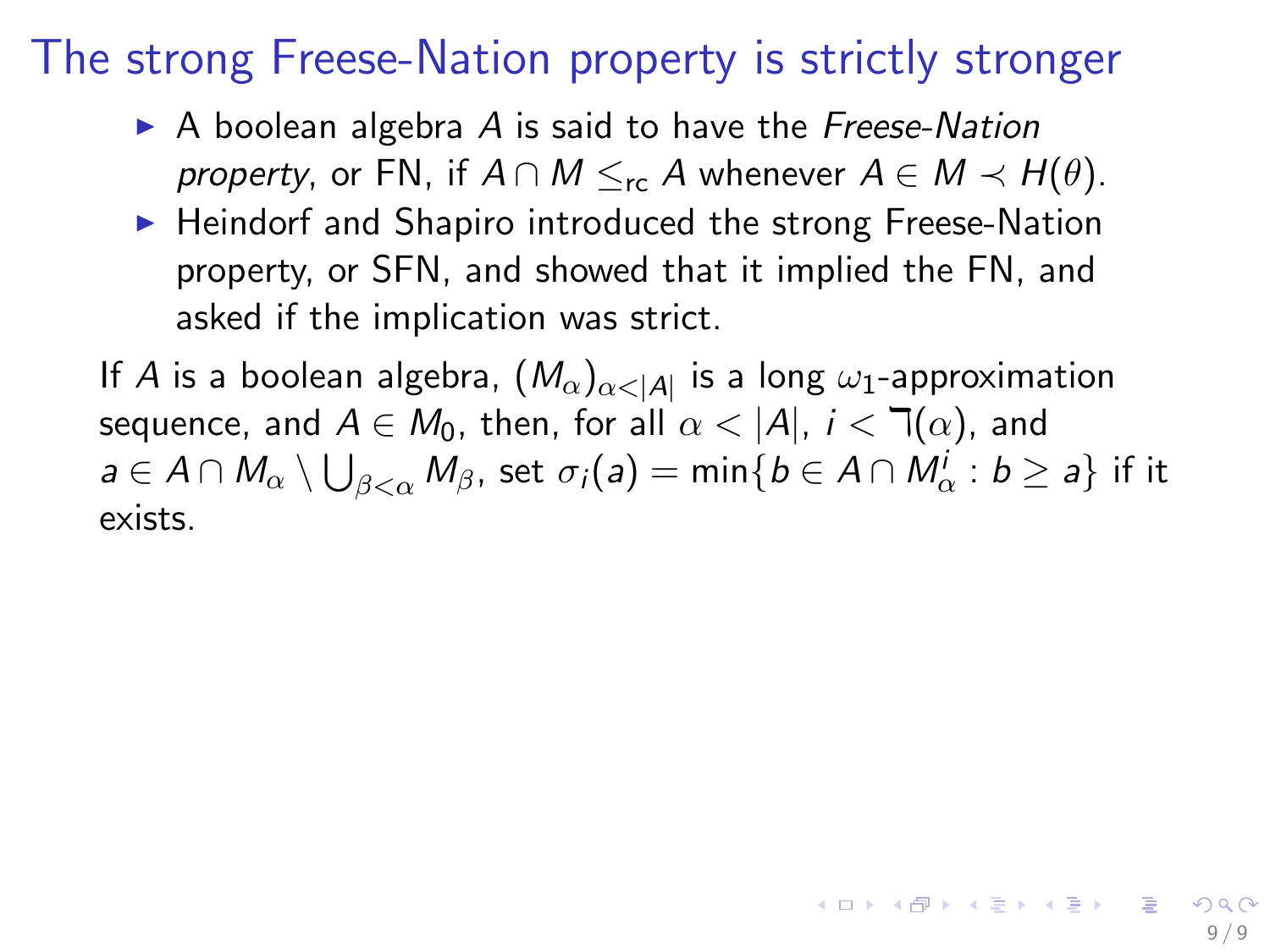# The strong Freese-Nation property is strictly stronger

- A boolean algebra $A$ is said to have the *Freese-Nation property*, or FN, if $A \cap M \leq_{\text{rc}} A$ whenever $A \in M \prec H(\theta)$.
- Heindorf and Shapiro introduced the strong Freese-Nation property, or SFN, and showed that it implied the FN, and asked if the implication was strict.

If $A$ is a boolean algebra, $(M_\alpha)_{\alpha<|A|}$ is a long $\omega_1$-approximation sequence, and $A \in M_0$, then, for all $\alpha < |A|$, $i < \daleth(\alpha)$, and $a \in A \cap M_\alpha \setminus \bigcup_{\beta<\alpha} M_\beta$, set $\sigma_i(a) = \min\{b \in A \cap M_\alpha^i : b \geq a\}$ if it exists.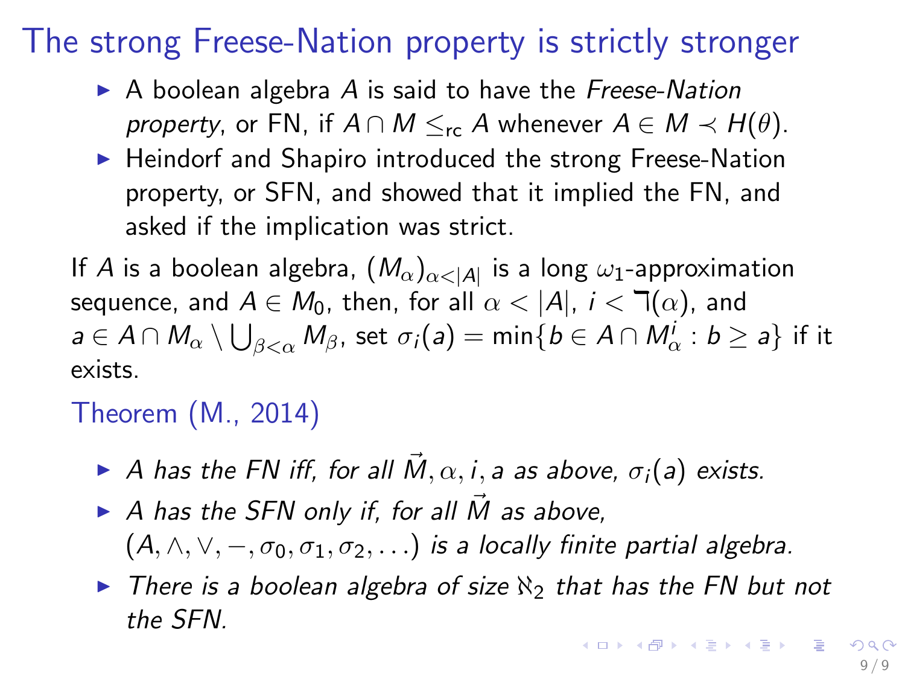# The strong Freese-Nation property is strictly stronger

- A boolean algebra $A$ is said to have the *Freese-Nation property*, or FN, if $A \cap M \leq_{\mathrm{rc}} A$ whenever $A \in M \prec H(\theta)$.
- Heindorf and Shapiro introduced the strong Freese-Nation property, or SFN, and showed that it implied the FN, and asked if the implication was strict.

If $A$ is a boolean algebra, $(M_\alpha)_{\alpha<|A|}$ is a long $\omega_1$-approximation sequence, and $A \in M_0$, then, for all $\alpha < |A|$, $i < \daleth(\alpha)$, and $a \in A \cap M_\alpha \setminus \bigcup_{\beta<\alpha} M_\beta$, set $\sigma_i(a) = \min\{b \in A \cap M_\alpha^i : b \geq a\}$ if it exists.

**Theorem (M., 2014)**

- *$A$ has the FN iff, for all $\vec{M}, \alpha, i, a$ as above, $\sigma_i(a)$ exists.*
- *$A$ has the SFN only if, for all $\vec{M}$ as above, $(A, \wedge, \vee, -, \sigma_0, \sigma_1, \sigma_2, \ldots)$ is a locally finite partial algebra.*
- *There is a boolean algebra of size $\aleph_2$ that has the FN but not the SFN.*